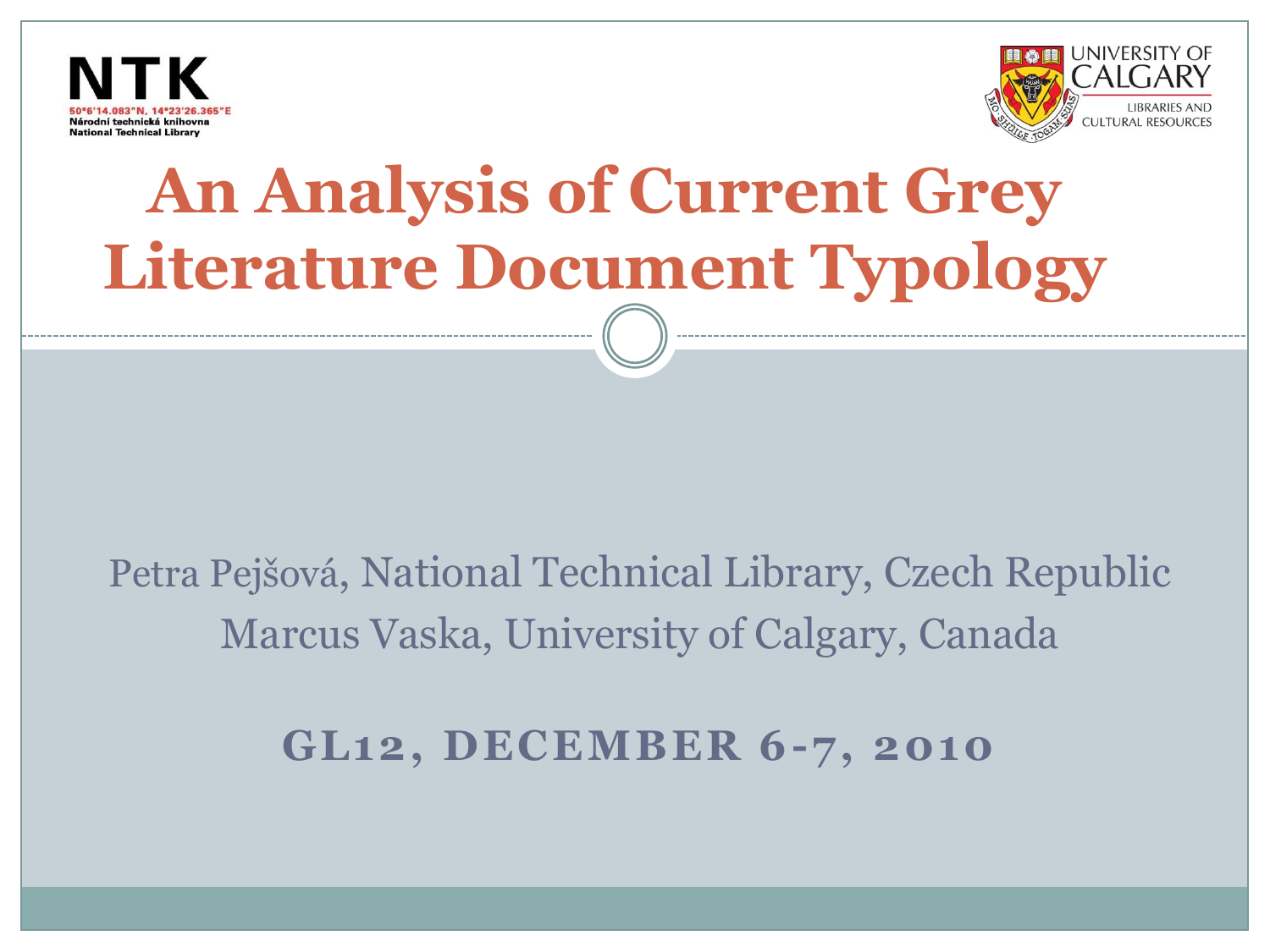NTK

50°6'14.083"N, 14°23'26.365"E
Národní technická knihovna
National Technical Library

UNIVERSITY OF CALGARY
LIBRARIES AND CULTURAL RESOURCES

# An Analysis of Current Grey Literature Document Typology

Petra Pejšová, National Technical Library, Czech Republic

Marcus Vaska, University of Calgary, Canada

**GL12, DECEMBER 6-7, 2010**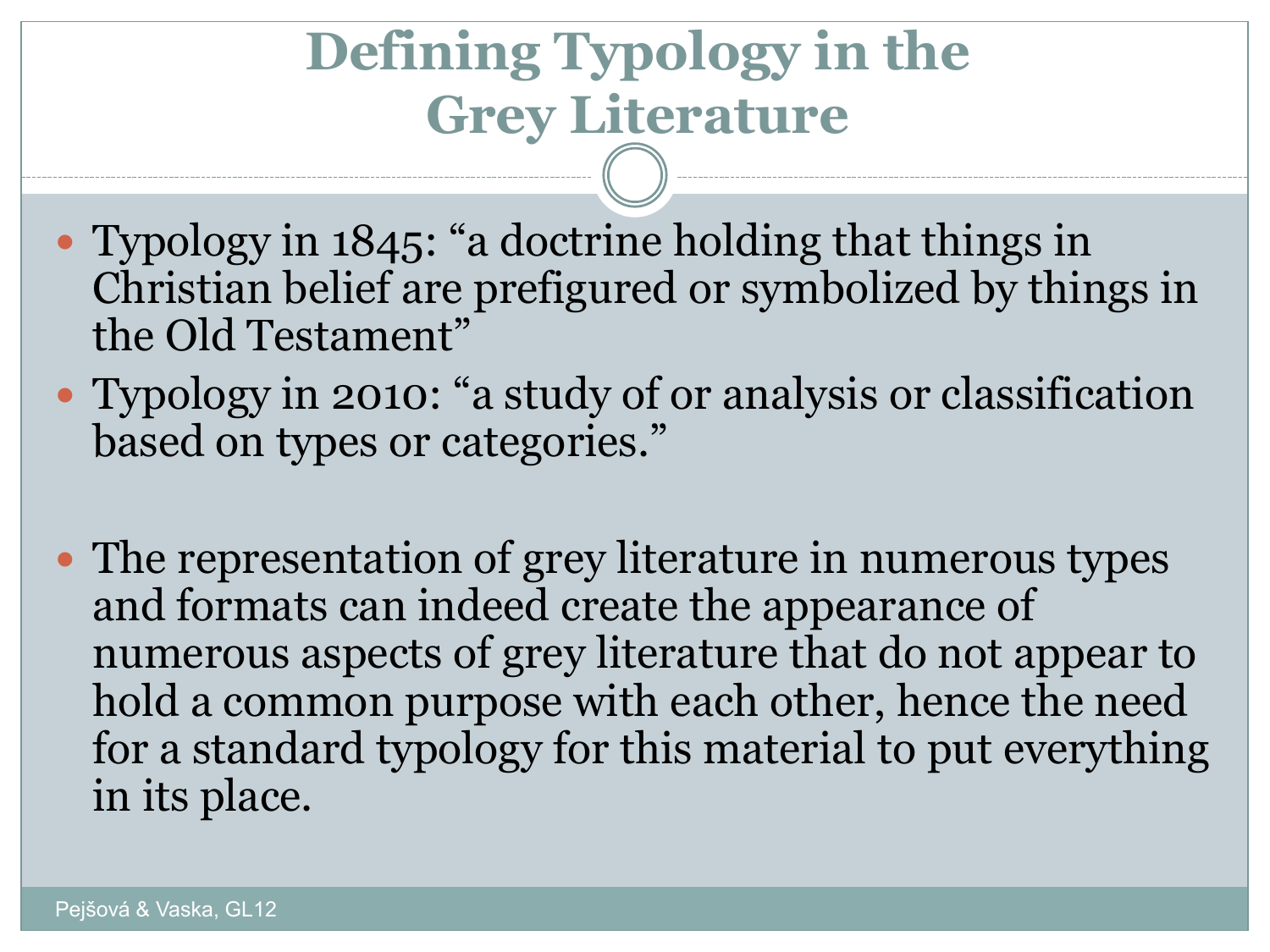# Defining Typology in the Grey Literature

- Typology in 1845: "a doctrine holding that things in Christian belief are prefigured or symbolized by things in the Old Testament"
- Typology in 2010: "a study of or analysis or classification based on types or categories."

- The representation of grey literature in numerous types and formats can indeed create the appearance of numerous aspects of grey literature that do not appear to hold a common purpose with each other, hence the need for a standard typology for this material to put everything in its place.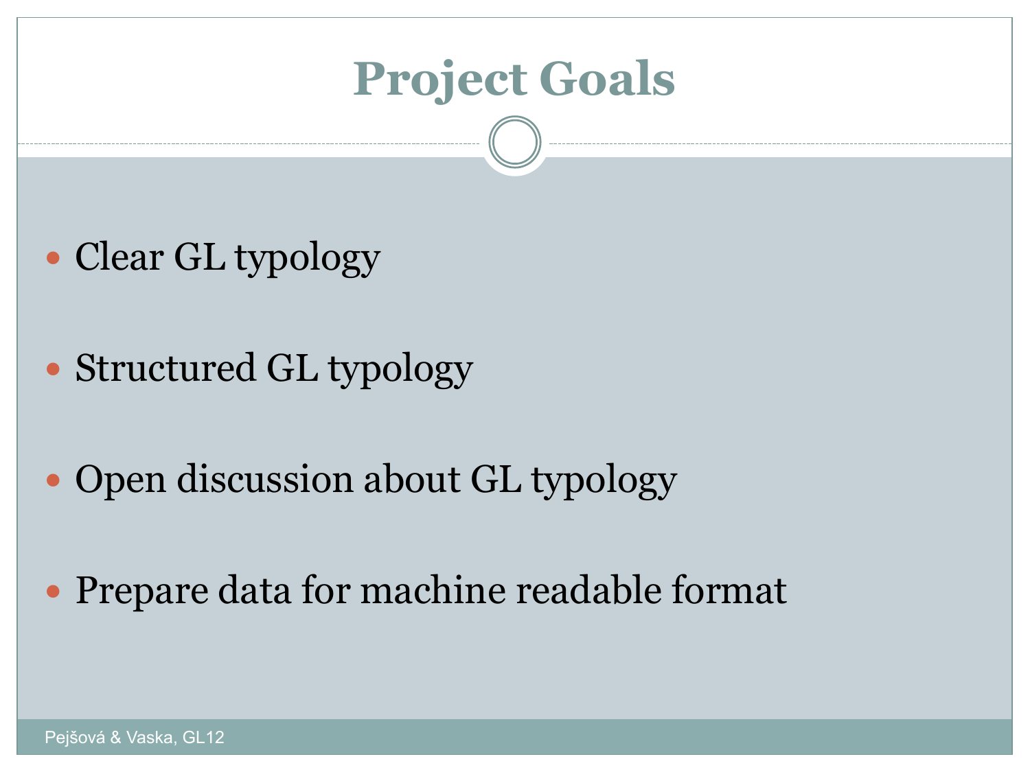# Project Goals

- Clear GL typology
- Structured GL typology
- Open discussion about GL typology
- Prepare data for machine readable format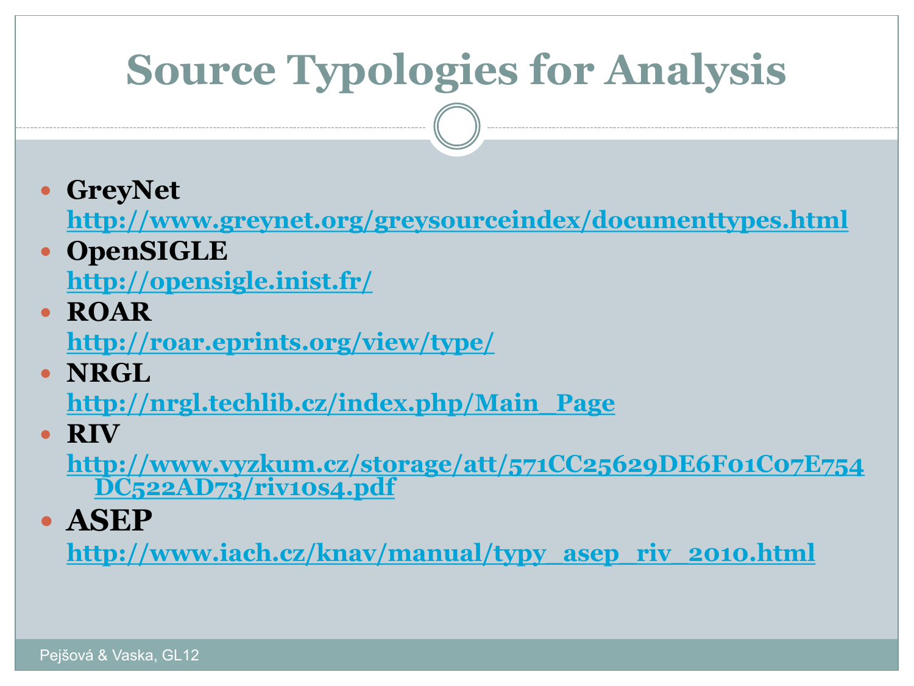# Source Typologies for Analysis

- **GreyNet**
  **http://www.greynet.org/greysourceindex/documenttypes.html**
- **OpenSIGLE**
  **http://opensigle.inist.fr/**
- **ROAR**
  **http://roar.eprints.org/view/type/**
- **NRGL**
  **http://nrgl.techlib.cz/index.php/Main_Page**
- **RIV**
  **http://www.vyzkum.cz/storage/att/571CC25629DE6F01C07E754DC522AD73/riv10s4.pdf**
- **ASEP**
  **http://www.iach.cz/knav/manual/typy_asep_riv_2010.html**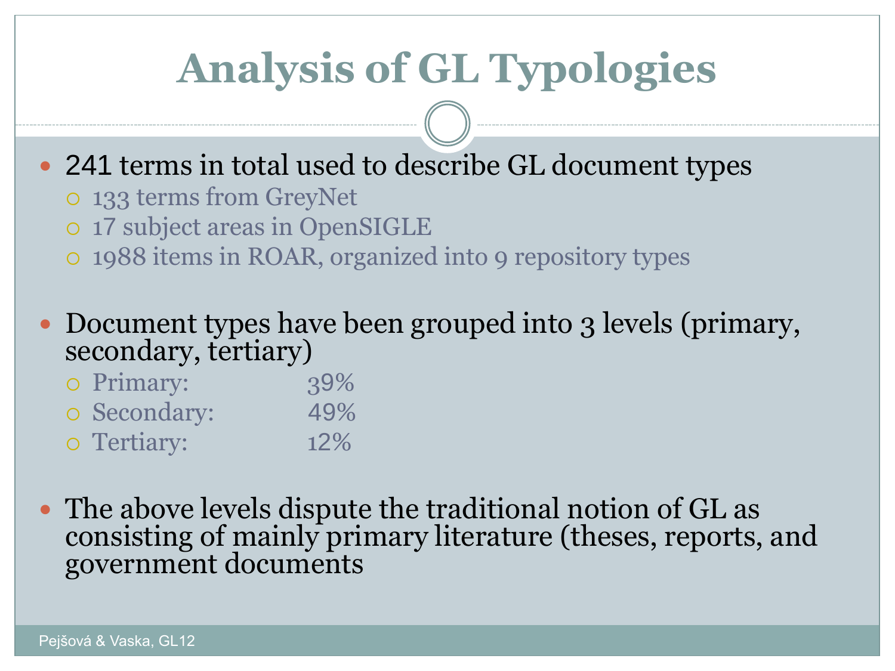# Analysis of GL Typologies

- 241 terms in total used to describe GL document types
  - 133 terms from GreyNet
  - 17 subject areas in OpenSIGLE
  - 1988 items in ROAR, organized into 9 repository types

- Document types have been grouped into 3 levels (primary, secondary, tertiary)
  - Primary: 39%
  - Secondary: 49%
  - Tertiary: 12%

- The above levels dispute the traditional notion of GL as consisting of mainly primary literature (theses, reports, and government documents

Pejšová & Vaska, GL12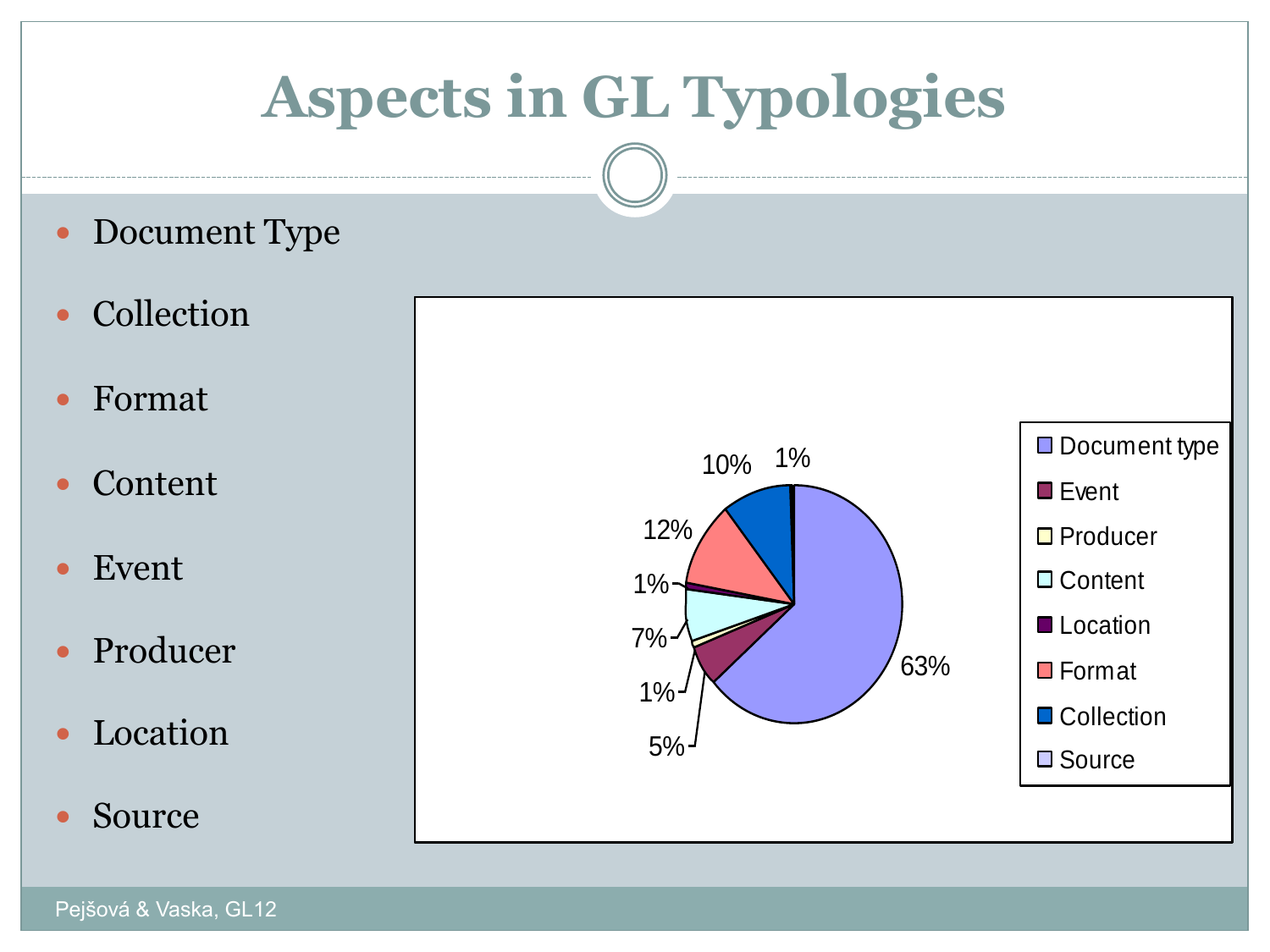# Aspects in GL Typologies

- Document Type
- Collection
- Format
- Content
- Event
- Producer
- Location
- Source

| Aspect | Share |
|---|---|
| Document type | 63% |
| Event | 5% |
| Producer | 1% |
| Content | 7% |
| Location | 1% |
| Format | 12% |
| Collection | 10% |
| Source | 1% |

Pejšová & Vaska, GL12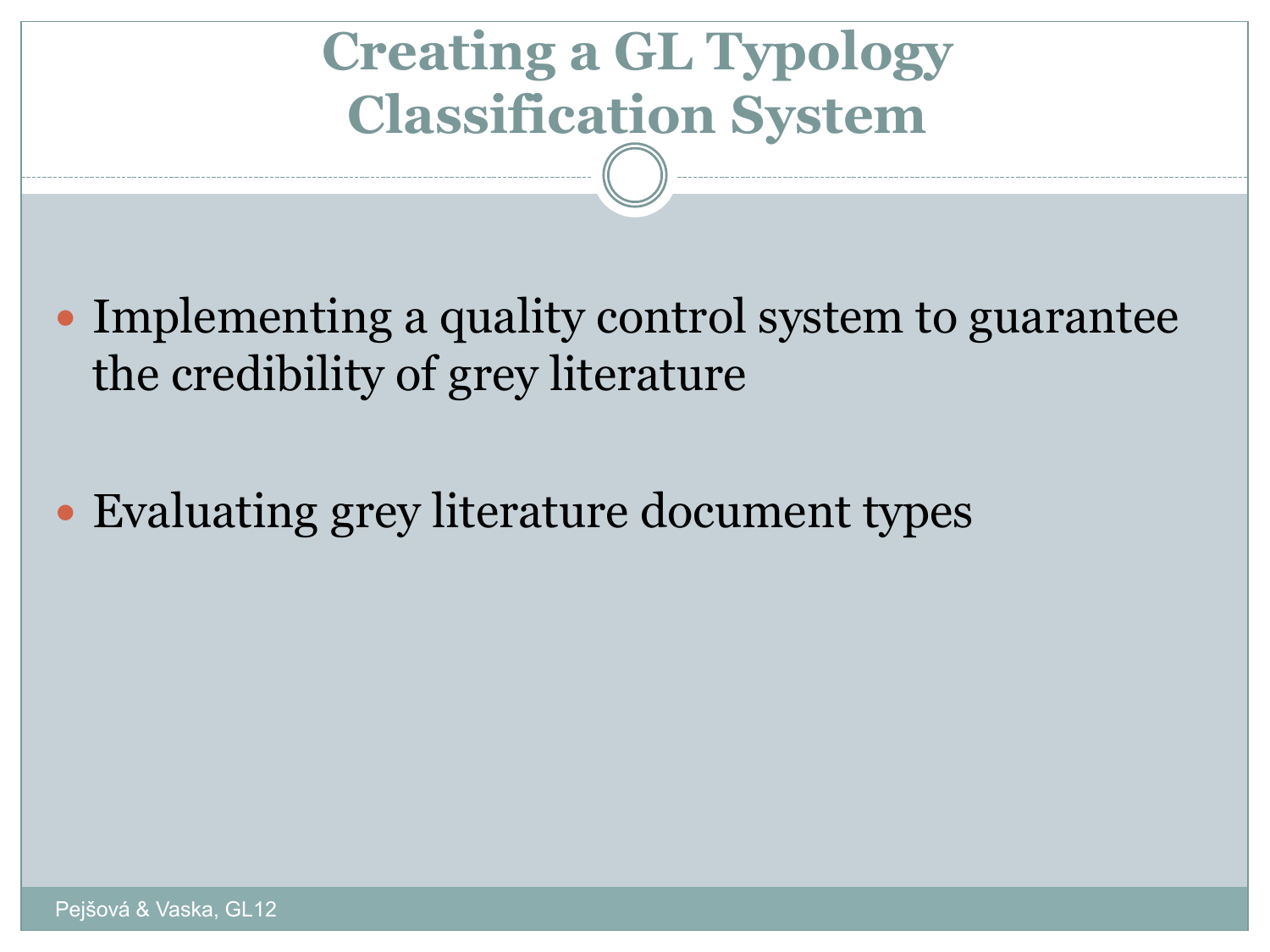# Creating a GL Typology Classification System

- Implementing a quality control system to guarantee the credibility of grey literature
- Evaluating grey literature document types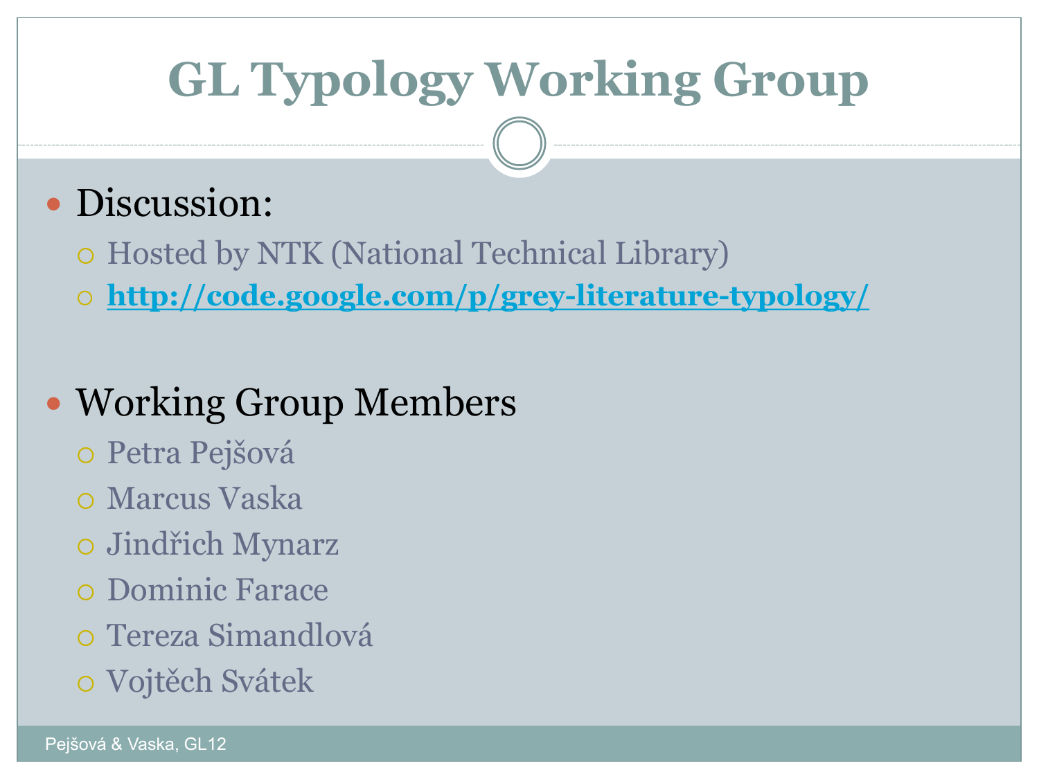# GL Typology Working Group

- Discussion:
  - Hosted by NTK (National Technical Library)
  - **http://code.google.com/p/grey-literature-typology/**

- Working Group Members
  - Petra Pejšová
  - Marcus Vaska
  - Jindřich Mynarz
  - Dominic Farace
  - Tereza Simandlová
  - Vojtěch Svátek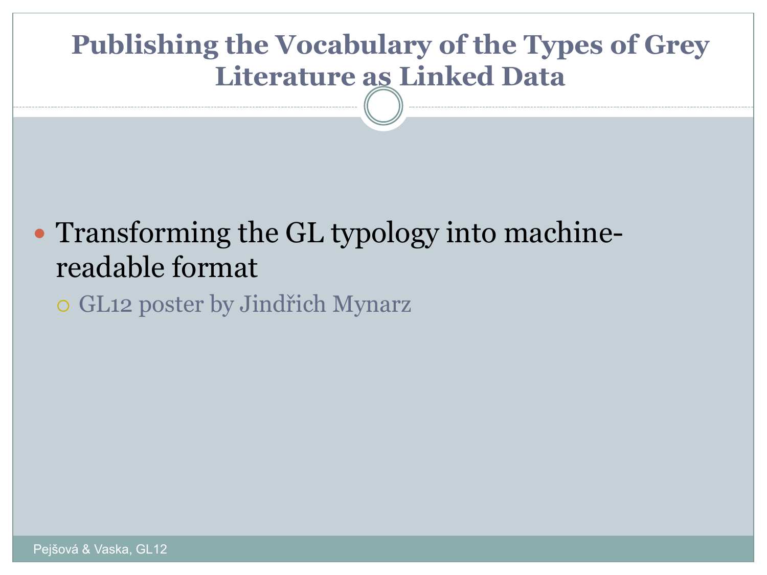# Publishing the Vocabulary of the Types of Grey Literature as Linked Data

- Transforming the GL typology into machine-readable format
  - GL12 poster by Jindřich Mynarz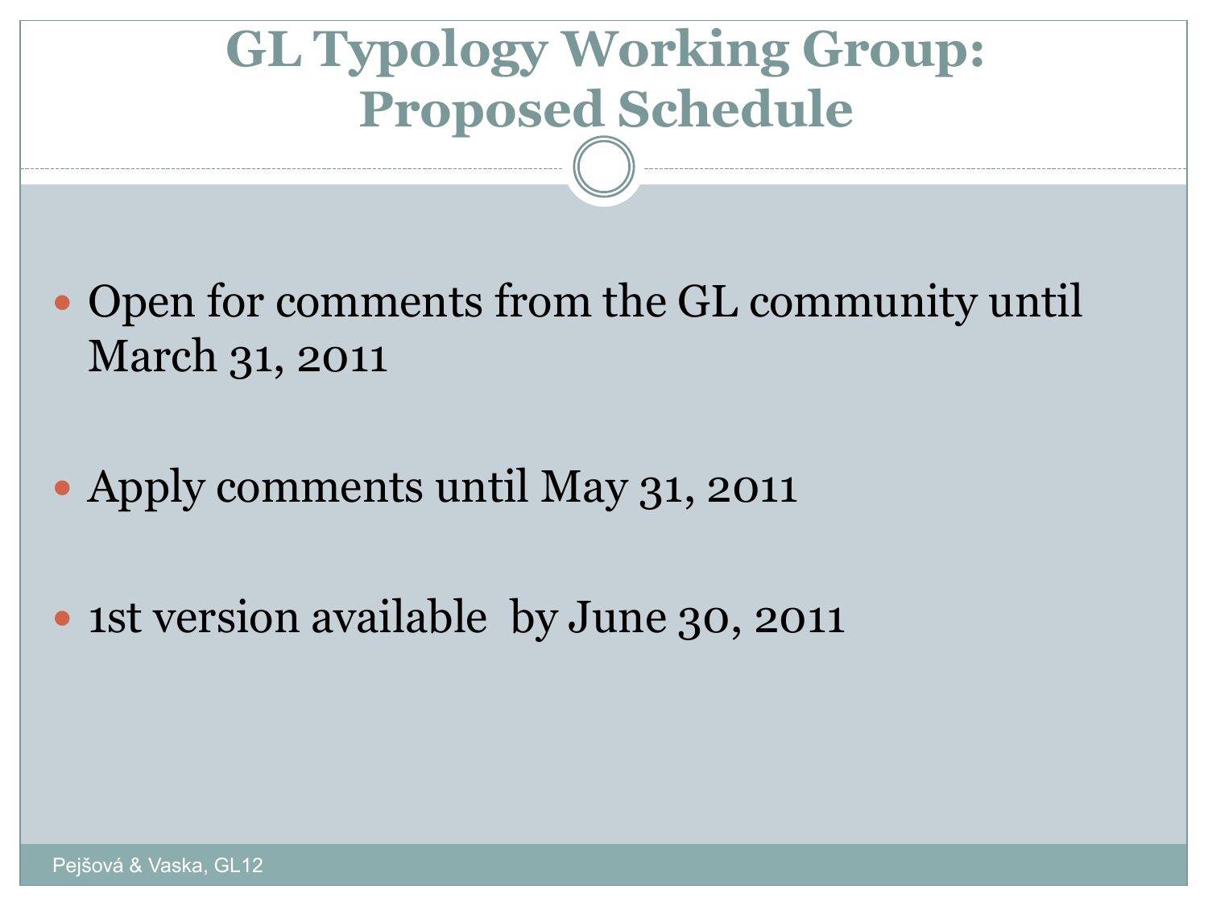# GL Typology Working Group: Proposed Schedule

- Open for comments from the GL community until March 31, 2011
- Apply comments until May 31, 2011
- 1st version available by June 30, 2011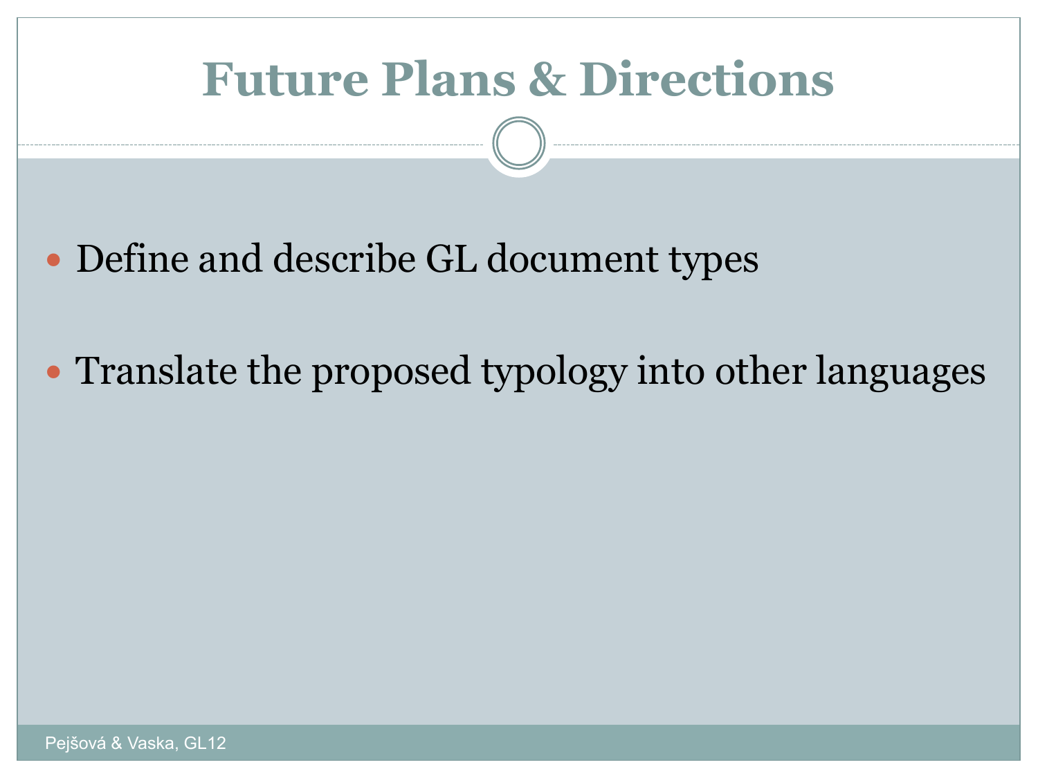# Future Plans & Directions

- Define and describe GL document types
- Translate the proposed typology into other languages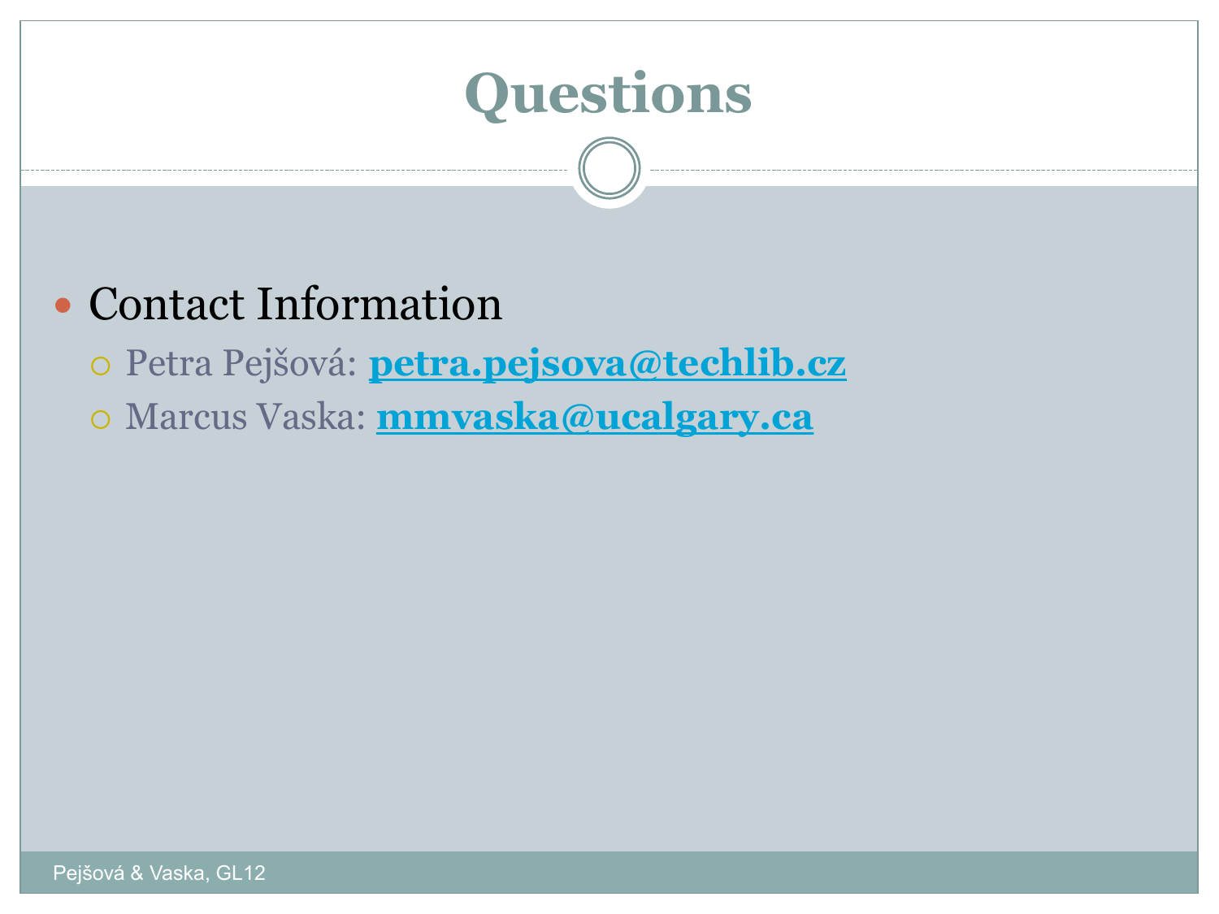# Questions

- Contact Information
  - Petra Pejšová: **petra.pejsova@techlib.cz**
  - Marcus Vaska: **mmvaska@ucalgary.ca**